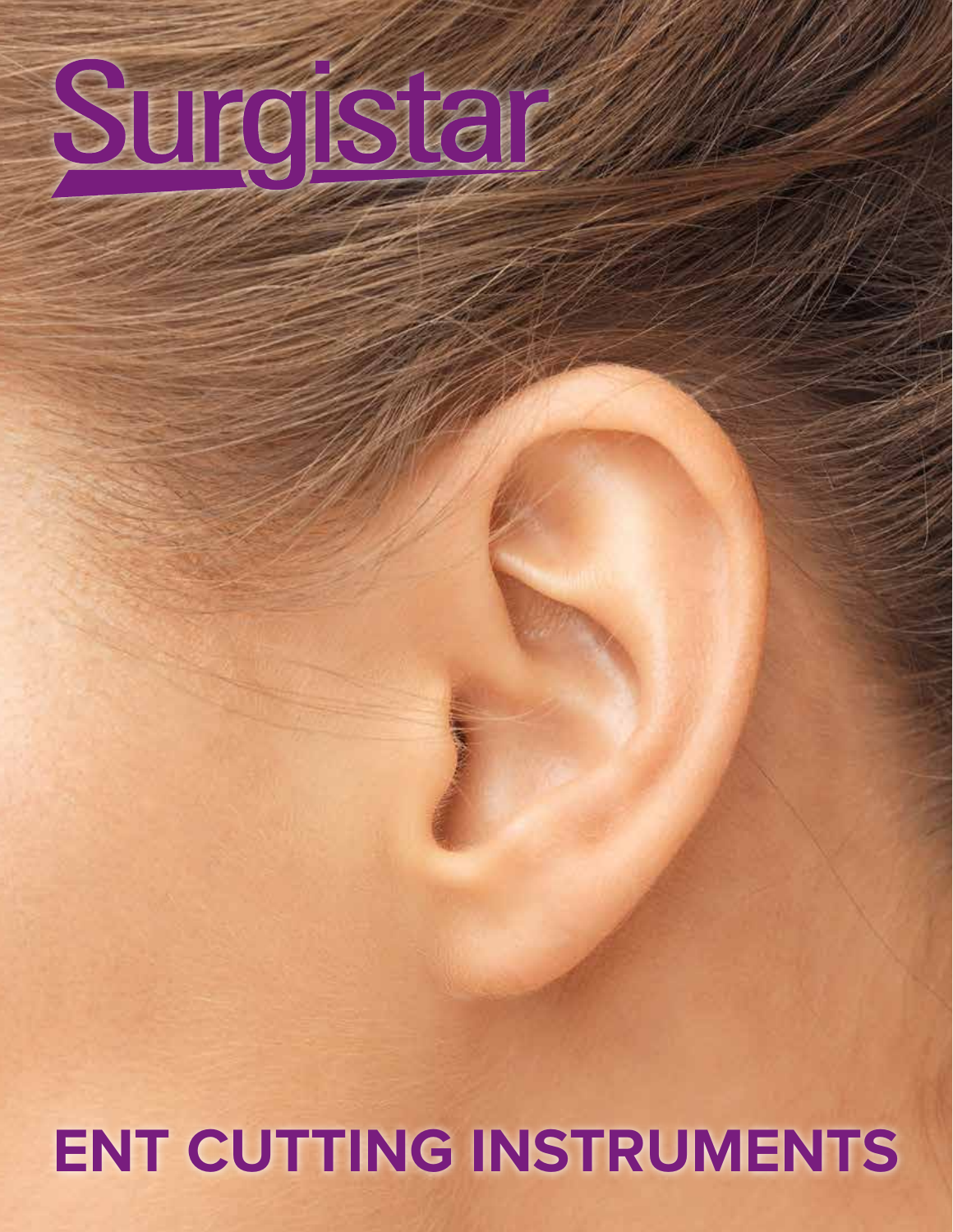# Surgistar

# ENT CUTTING INSTRUMENTS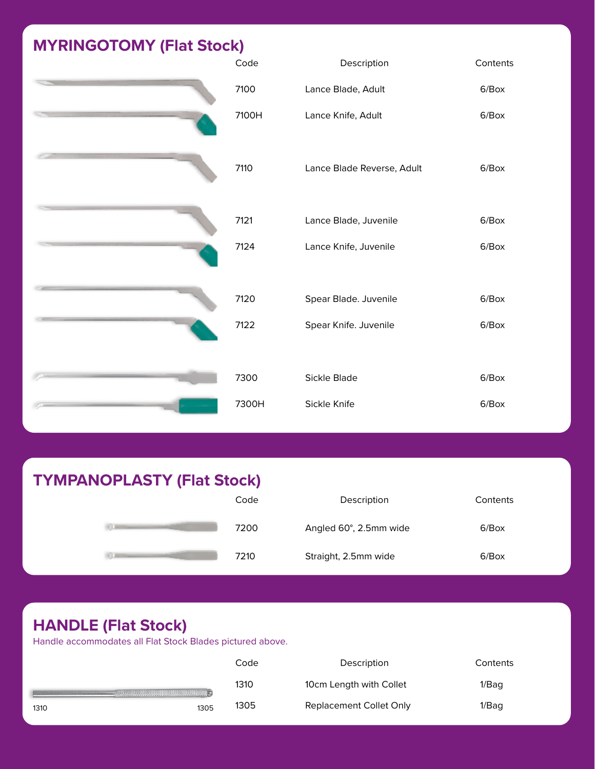## MYRINGOTOMY (Flat Stock)

| Code | Description | Contents |
|---|---|---|
| 7100 | Lance Blade, Adult | 6/Box |
| 7100H | Lance Knife, Adult | 6/Box |
| 7110 | Lance Blade Reverse, Adult | 6/Box |
| 7121 | Lance Blade, Juvenile | 6/Box |
| 7124 | Lance Knife, Juvenile | 6/Box |
| 7120 | Spear Blade. Juvenile | 6/Box |
| 7122 | Spear Knife. Juvenile | 6/Box |
| 7300 | Sickle Blade | 6/Box |
| 7300H | Sickle Knife | 6/Box |

## TYMPANOPLASTY (Flat Stock)

| Code | Description | Contents |
|---|---|---|
| 7200 | Angled 60°, 2.5mm wide | 6/Box |
| 7210 | Straight, 2.5mm wide | 6/Box |

## HANDLE (Flat Stock)

Handle accommodates all Flat Stock Blades pictured above.

| Code | Description | Contents |
|---|---|---|
| 1310 | 10cm Length with Collet | 1/Bag |
| 1305 | Replacement Collet Only | 1/Bag |

1310 1305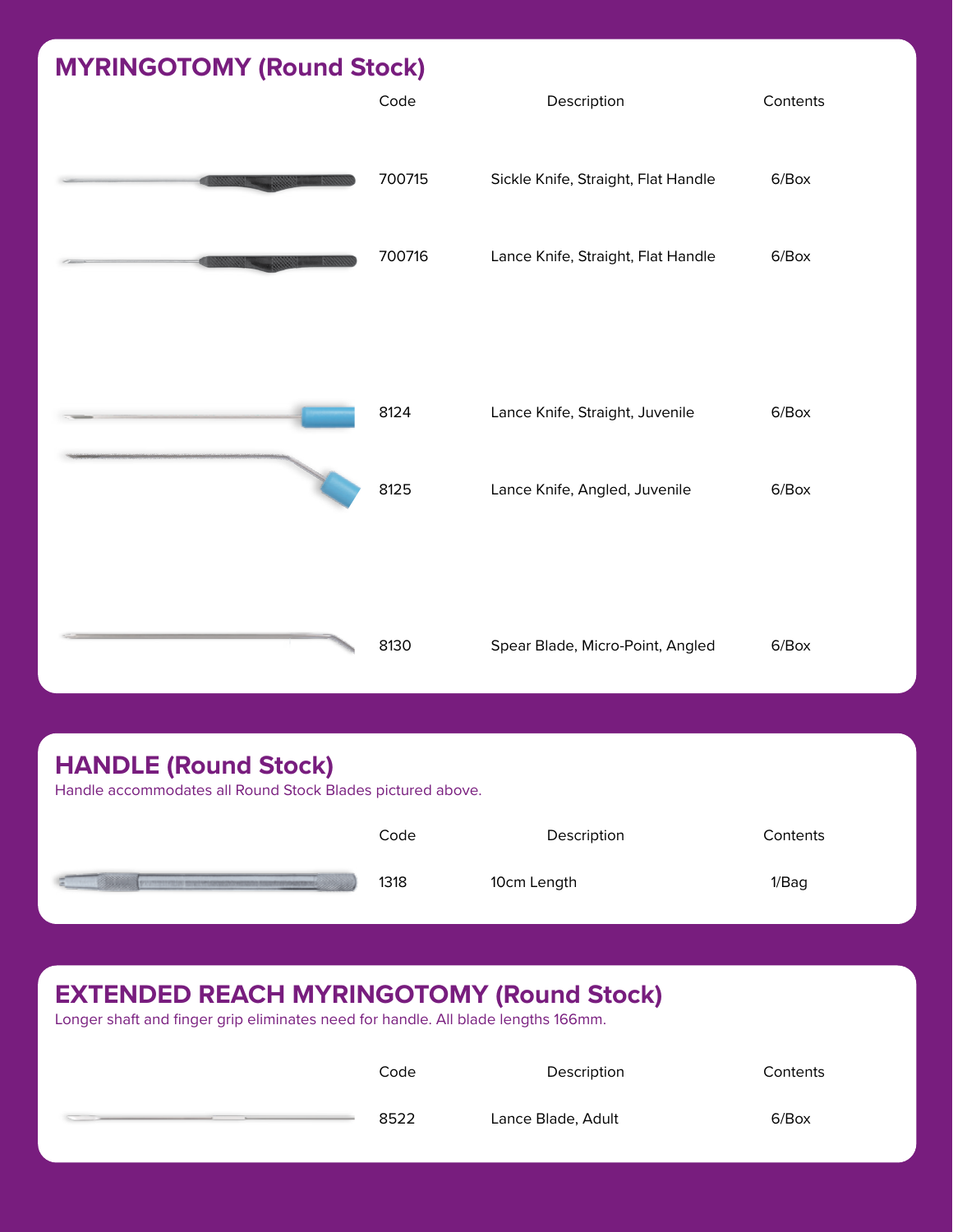## MYRINGOTOMY (Round Stock)

| Code | Description | Contents |
|---|---|---|
| 700715 | Sickle Knife, Straight, Flat Handle | 6/Box |
| 700716 | Lance Knife, Straight, Flat Handle | 6/Box |
| 8124 | Lance Knife, Straight, Juvenile | 6/Box |
| 8125 | Lance Knife, Angled, Juvenile | 6/Box |
| 8130 | Spear Blade, Micro-Point, Angled | 6/Box |

## HANDLE (Round Stock)

Handle accommodates all Round Stock Blades pictured above.

| Code | Description | Contents |
|---|---|---|
| 1318 | 10cm Length | 1/Bag |

## EXTENDED REACH MYRINGOTOMY (Round Stock)

Longer shaft and finger grip eliminates need for handle. All blade lengths 166mm.

| Code | Description | Contents |
|---|---|---|
| 8522 | Lance Blade, Adult | 6/Box |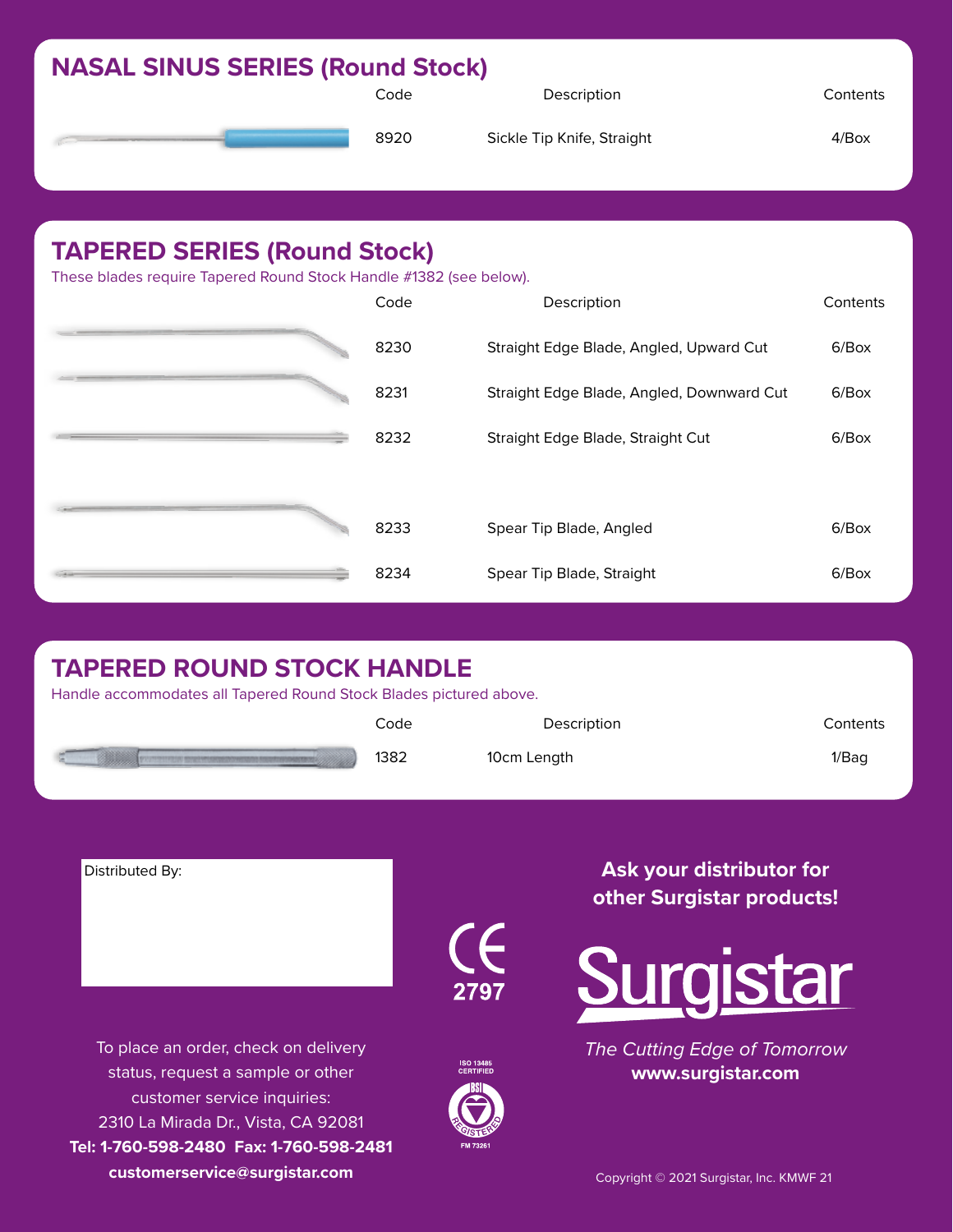## NASAL SINUS SERIES (Round Stock)

| Code | Description | Contents |
|---|---|---|
| 8920 | Sickle Tip Knife, Straight | 4/Box |

## TAPERED SERIES (Round Stock)

These blades require Tapered Round Stock Handle #1382 (see below).

| Code | Description | Contents |
|---|---|---|
| 8230 | Straight Edge Blade, Angled, Upward Cut | 6/Box |
| 8231 | Straight Edge Blade, Angled, Downward Cut | 6/Box |
| 8232 | Straight Edge Blade, Straight Cut | 6/Box |
| 8233 | Spear Tip Blade, Angled | 6/Box |
| 8234 | Spear Tip Blade, Straight | 6/Box |

## TAPERED ROUND STOCK HANDLE

Handle accommodates all Tapered Round Stock Blades pictured above.

| Code | Description | Contents |
|---|---|---|
| 1382 | 10cm Length | 1/Bag |

Distributed By:

To place an order, check on delivery status, request a sample or other customer service inquiries:
2310 La Mirada Dr., Vista, CA 92081
**Tel: 1-760-598-2480 Fax: 1-760-598-2481**
**customerservice@surgistar.com**

CE 2797

ISO 13485 CERTIFIED
BSI REGISTERED
FM 73261

**Ask your distributor for other Surgistar products!**

Surgistar

*The Cutting Edge of Tomorrow*
**www.surgistar.com**

Copyright © 2021 Surgistar, Inc. KMWF 21